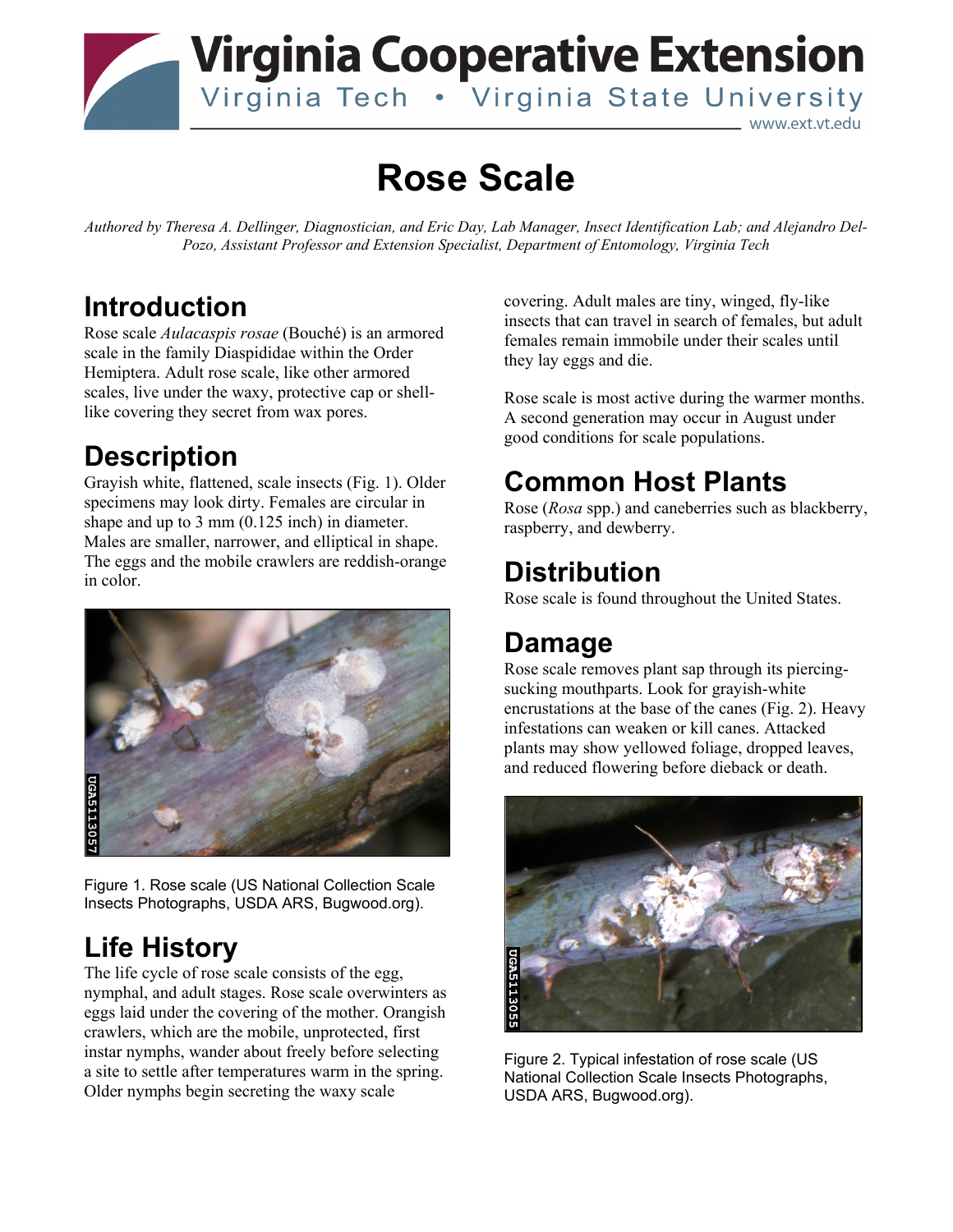# Rose Scale

*Authored by Theresa A. Dellinger, Diagnostician, and Eric Day, Lab Manager, Insect Identification Lab; and Alejandro Del-Pozo, Assistant Professor and Extension Specialist, Department of Entomology, Virginia Tech*

## Introduction

Rose scale *Aulacaspis rosae* (Bouché) is an armored scale in the family Diaspididae within the Order Hemiptera. Adult rose scale, like other armored scales, live under the waxy, protective cap or shell-like covering they secret from wax pores.

## Description

Grayish white, flattened, scale insects (Fig. 1). Older specimens may look dirty. Females are circular in shape and up to 3 mm (0.125 inch) in diameter. Males are smaller, narrower, and elliptical in shape. The eggs and the mobile crawlers are reddish-orange in color.

Figure 1. Rose scale (US National Collection Scale Insects Photographs, USDA ARS, Bugwood.org).

## Life History

The life cycle of rose scale consists of the egg, nymphal, and adult stages. Rose scale overwinters as eggs laid under the covering of the mother. Orangish crawlers, which are the mobile, unprotected, first instar nymphs, wander about freely before selecting a site to settle after temperatures warm in the spring. Older nymphs begin secreting the waxy scale covering. Adult males are tiny, winged, fly-like insects that can travel in search of females, but adult females remain immobile under their scales until they lay eggs and die.

Rose scale is most active during the warmer months. A second generation may occur in August under good conditions for scale populations.

## Common Host Plants

Rose (*Rosa* spp.) and caneberries such as blackberry, raspberry, and dewberry.

## Distribution

Rose scale is found throughout the United States.

## Damage

Rose scale removes plant sap through its piercing-sucking mouthparts. Look for grayish-white encrustations at the base of the canes (Fig. 2). Heavy infestations can weaken or kill canes. Attacked plants may show yellowed foliage, dropped leaves, and reduced flowering before dieback or death.

Figure 2. Typical infestation of rose scale (US National Collection Scale Insects Photographs, USDA ARS, Bugwood.org).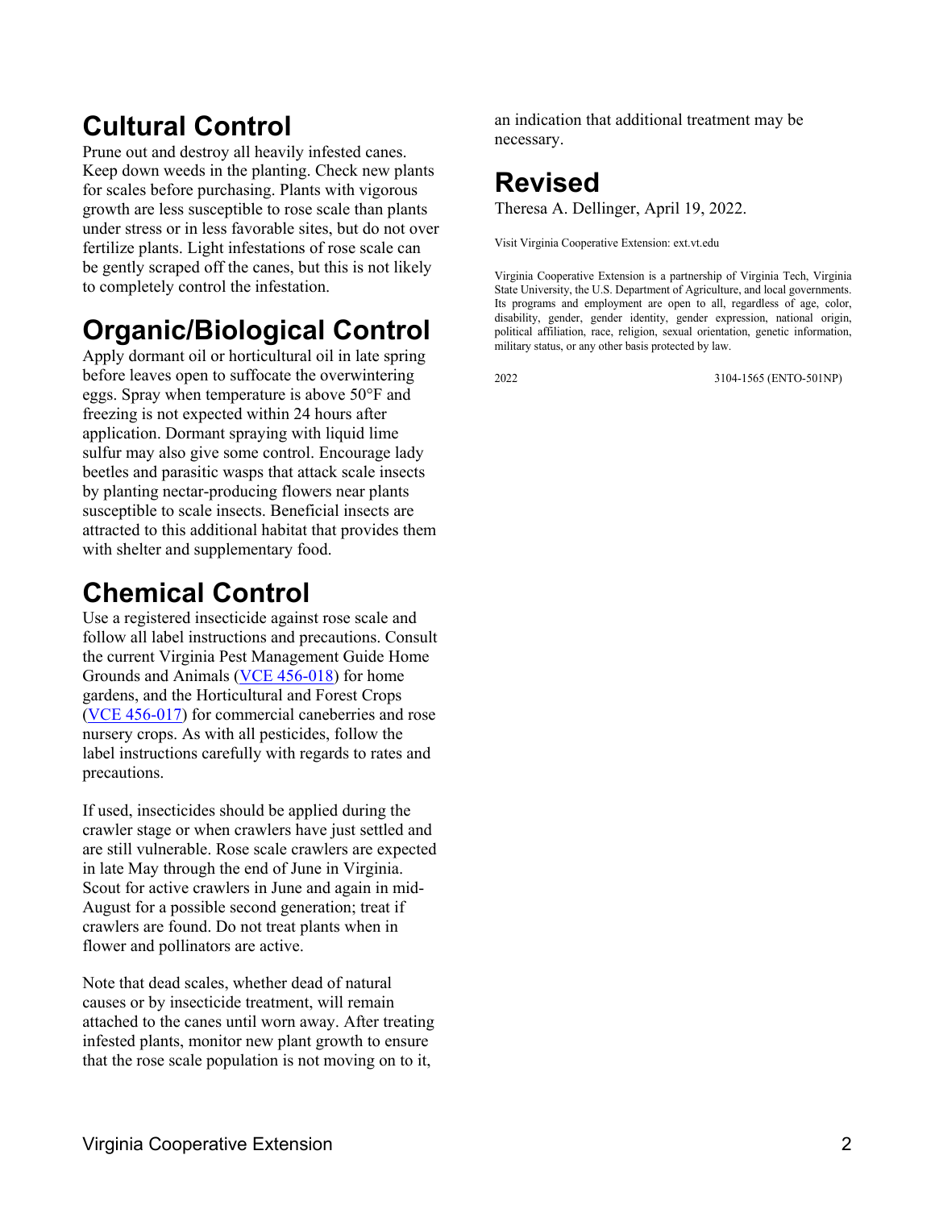## Cultural Control

Prune out and destroy all heavily infested canes. Keep down weeds in the planting. Check new plants for scales before purchasing. Plants with vigorous growth are less susceptible to rose scale than plants under stress or in less favorable sites, but do not over fertilize plants. Light infestations of rose scale can be gently scraped off the canes, but this is not likely to completely control the infestation.

## Organic/Biological Control

Apply dormant oil or horticultural oil in late spring before leaves open to suffocate the overwintering eggs. Spray when temperature is above 50°F and freezing is not expected within 24 hours after application. Dormant spraying with liquid lime sulfur may also give some control. Encourage lady beetles and parasitic wasps that attack scale insects by planting nectar-producing flowers near plants susceptible to scale insects. Beneficial insects are attracted to this additional habitat that provides them with shelter and supplementary food.

## Chemical Control

Use a registered insecticide against rose scale and follow all label instructions and precautions. Consult the current Virginia Pest Management Guide Home Grounds and Animals (VCE 456-018) for home gardens, and the Horticultural and Forest Crops (VCE 456-017) for commercial caneberries and rose nursery crops. As with all pesticides, follow the label instructions carefully with regards to rates and precautions.

If used, insecticides should be applied during the crawler stage or when crawlers have just settled and are still vulnerable. Rose scale crawlers are expected in late May through the end of June in Virginia. Scout for active crawlers in June and again in mid-August for a possible second generation; treat if crawlers are found. Do not treat plants when in flower and pollinators are active.

Note that dead scales, whether dead of natural causes or by insecticide treatment, will remain attached to the canes until worn away. After treating infested plants, monitor new plant growth to ensure that the rose scale population is not moving on to it, an indication that additional treatment may be necessary.

## Revised

Theresa A. Dellinger, April 19, 2022.

Visit Virginia Cooperative Extension: ext.vt.edu

Virginia Cooperative Extension is a partnership of Virginia Tech, Virginia State University, the U.S. Department of Agriculture, and local governments. Its programs and employment are open to all, regardless of age, color, disability, gender, gender identity, gender expression, national origin, political affiliation, race, religion, sexual orientation, genetic information, military status, or any other basis protected by law.

2022 3104-1565 (ENTO-501NP)